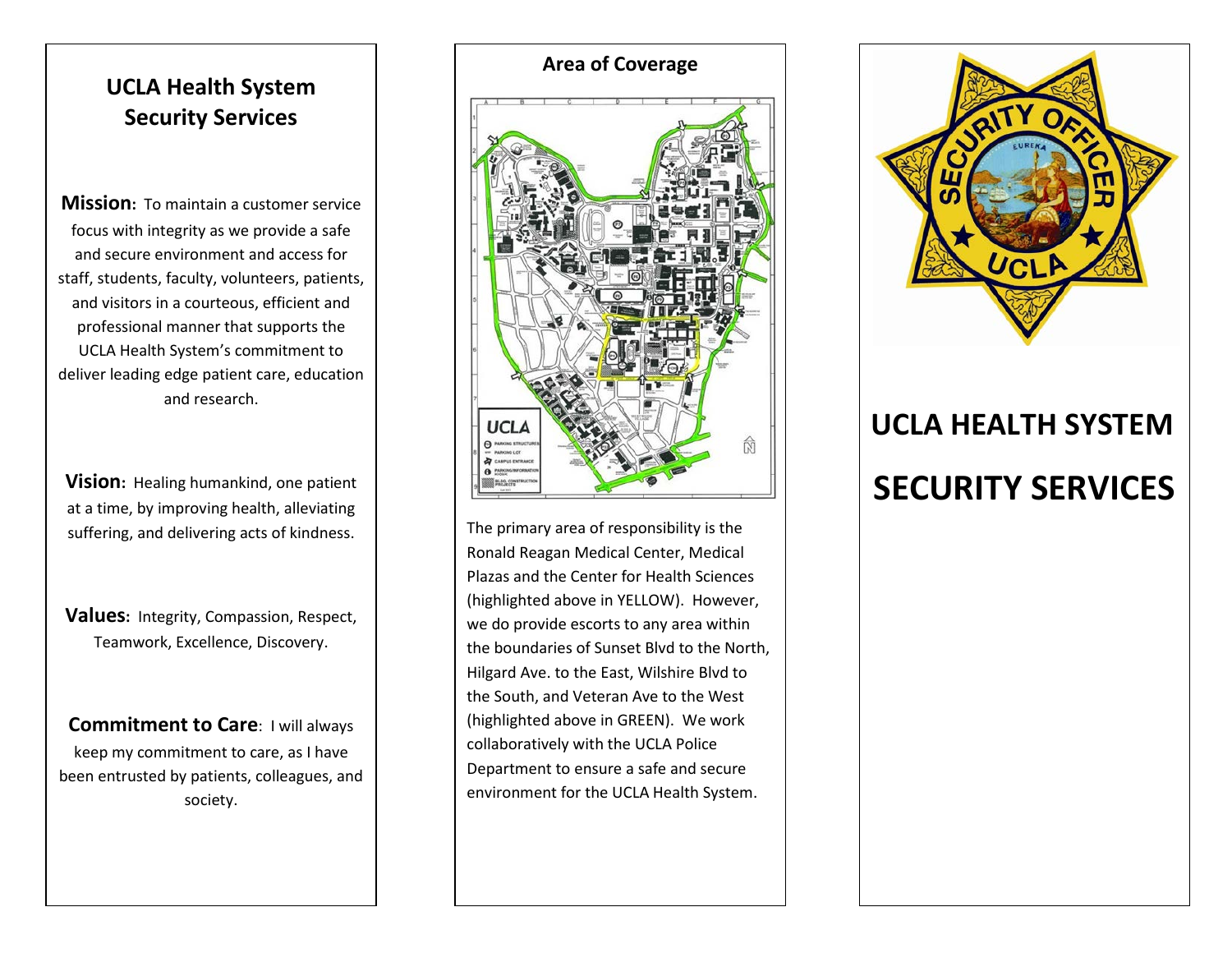# UCLA Health System Security Services

**Mission:** To maintain a customer service focus with integrity as we provide a safe and secure environment and access for staff, students, faculty, volunteers, patients, and visitors in a courteous, efficient and professional manner that supports the UCLA Health System's commitment to deliver leading edge patient care, education and research.

**Vision:** Healing humankind, one patient at a time, by improving health, alleviating suffering, and delivering acts of kindness.

**Values:** Integrity, Compassion, Respect, Teamwork, Excellence, Discovery.

**Commitment to Care:** I will always keep my commitment to care, as I have been entrusted by patients, colleagues, and society.

## Area of Coverage

The primary area of responsibility is the Ronald Reagan Medical Center, Medical Plazas and the Center for Health Sciences (highlighted above in YELLOW). However, we do provide escorts to any area within the boundaries of Sunset Blvd to the North, Hilgard Ave. to the East, Wilshire Blvd to the South, and Veteran Ave to the West (highlighted above in GREEN). We work collaboratively with the UCLA Police Department to ensure a safe and secure environment for the UCLA Health System.

# UCLA HEALTH SYSTEM

# SECURITY SERVICES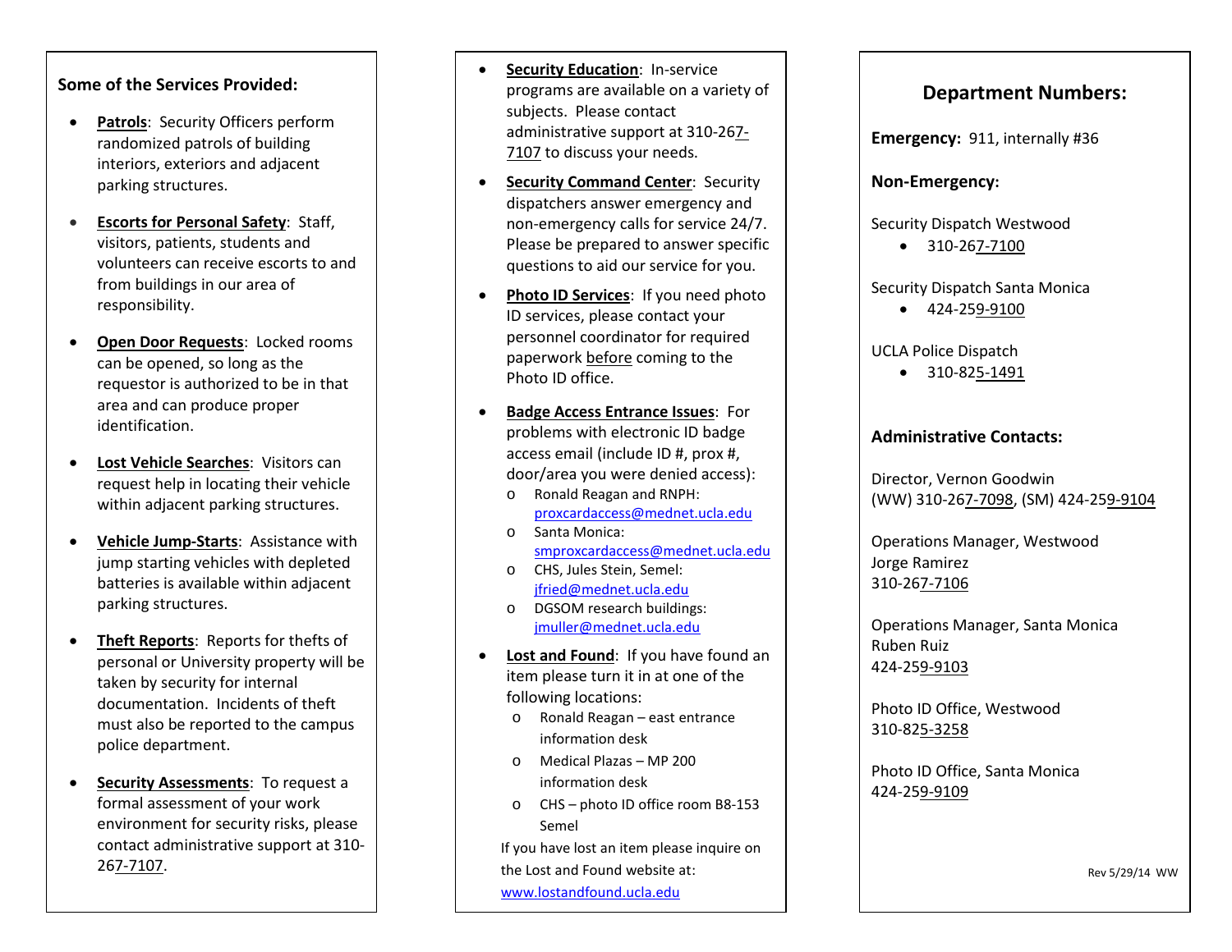### Some of the Services Provided:

- **Patrols**: Security Officers perform randomized patrols of building interiors, exteriors and adjacent parking structures.
- **Escorts for Personal Safety**: Staff, visitors, patients, students and volunteers can receive escorts to and from buildings in our area of responsibility.
- **Open Door Requests**: Locked rooms can be opened, so long as the requestor is authorized to be in that area and can produce proper identification.
- **Lost Vehicle Searches**: Visitors can request help in locating their vehicle within adjacent parking structures.
- **Vehicle Jump-Starts**: Assistance with jump starting vehicles with depleted batteries is available within adjacent parking structures.
- **Theft Reports**: Reports for thefts of personal or University property will be taken by security for internal documentation. Incidents of theft must also be reported to the campus police department.
- **Security Assessments**: To request a formal assessment of your work environment for security risks, please contact administrative support at 310-267-7107.
- **Security Education**: In-service programs are available on a variety of subjects. Please contact administrative support at 310-267-7107 to discuss your needs.
- **Security Command Center**: Security dispatchers answer emergency and non-emergency calls for service 24/7. Please be prepared to answer specific questions to aid our service for you.
- **Photo ID Services**: If you need photo ID services, please contact your personnel coordinator for required paperwork before coming to the Photo ID office.
- **Badge Access Entrance Issues**: For problems with electronic ID badge access email (include ID #, prox #, door/area you were denied access):
  - Ronald Reagan and RNPH: proxcardaccess@mednet.ucla.edu
  - Santa Monica: smproxcardaccess@mednet.ucla.edu
  - CHS, Jules Stein, Semel: jfried@mednet.ucla.edu
  - DGSOM research buildings: jmuller@mednet.ucla.edu
- **Lost and Found**: If you have found an item please turn it in at one of the following locations:
  - Ronald Reagan – east entrance information desk
  - Medical Plazas – MP 200 information desk
  - CHS – photo ID office room B8-153 Semel

  If you have lost an item please inquire on the Lost and Found website at: www.lostandfound.ucla.edu

## Department Numbers:

**Emergency:** 911, internally #36

**Non-Emergency:**

Security Dispatch Westwood
- 310-267-7100

Security Dispatch Santa Monica
- 424-259-9100

UCLA Police Dispatch
- 310-825-1491

**Administrative Contacts:**

Director, Vernon Goodwin
(WW) 310-267-7098, (SM) 424-259-9104

Operations Manager, Westwood
Jorge Ramirez
310-267-7106

Operations Manager, Santa Monica
Ruben Ruiz
424-259-9103

Photo ID Office, Westwood
310-825-3258

Photo ID Office, Santa Monica
424-259-9109

Rev 5/29/14 WW